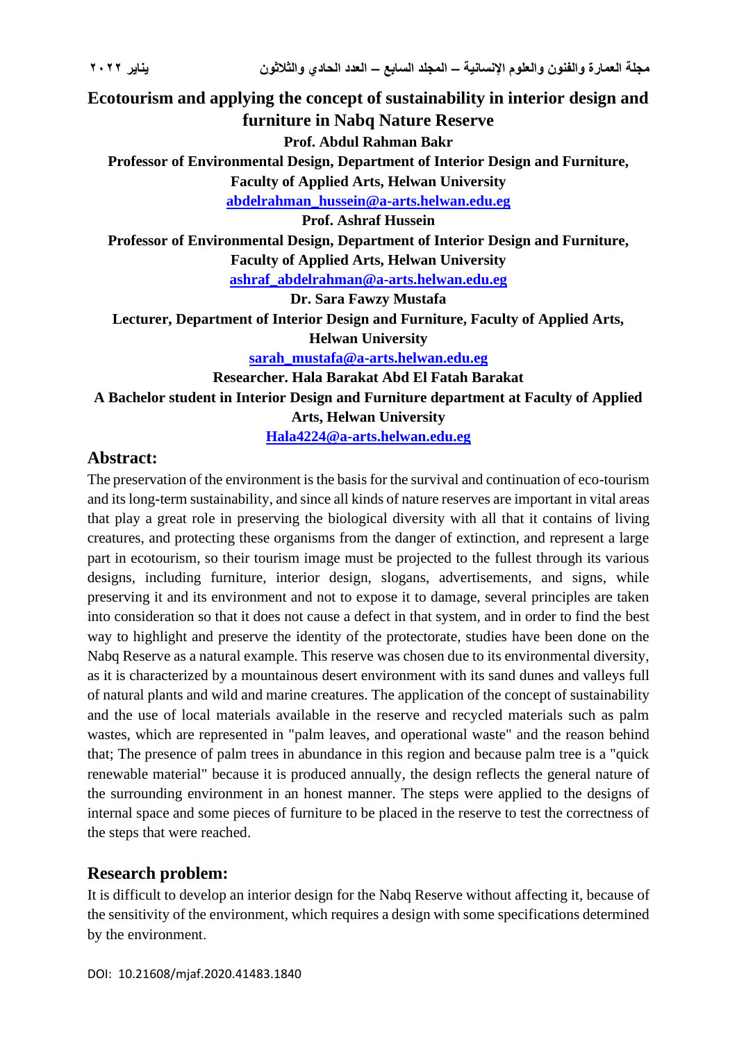# Ecotourism and applying the concept of sustainability in interior design and furniture in Nabq Nature Reserve

**Prof. Abdul Rahman Bakr**

**Professor of Environmental Design, Department of Interior Design and Furniture, Faculty of Applied Arts, Helwan University**

**abdelrahman_hussein@a-arts.helwan.edu.eg**

**Prof. Ashraf Hussein**

**Professor of Environmental Design, Department of Interior Design and Furniture, Faculty of Applied Arts, Helwan University**

**ashraf_abdelrahman@a-arts.helwan.edu.eg**

**Dr. Sara Fawzy Mustafa**

**Lecturer, Department of Interior Design and Furniture, Faculty of Applied Arts, Helwan University**

**sarah_mustafa@a-arts.helwan.edu.eg**

**Researcher. Hala Barakat Abd El Fatah Barakat**

**A Bachelor student in Interior Design and Furniture department at Faculty of Applied Arts, Helwan University**

**Hala4224@a-arts.helwan.edu.eg**

## Abstract:

The preservation of the environment is the basis for the survival and continuation of eco-tourism and its long-term sustainability, and since all kinds of nature reserves are important in vital areas that play a great role in preserving the biological diversity with all that it contains of living creatures, and protecting these organisms from the danger of extinction, and represent a large part in ecotourism, so their tourism image must be projected to the fullest through its various designs, including furniture, interior design, slogans, advertisements, and signs, while preserving it and its environment and not to expose it to damage, several principles are taken into consideration so that it does not cause a defect in that system, and in order to find the best way to highlight and preserve the identity of the protectorate, studies have been done on the Nabq Reserve as a natural example. This reserve was chosen due to its environmental diversity, as it is characterized by a mountainous desert environment with its sand dunes and valleys full of natural plants and wild and marine creatures. The application of the concept of sustainability and the use of local materials available in the reserve and recycled materials such as palm wastes, which are represented in "palm leaves, and operational waste" and the reason behind that; The presence of palm trees in abundance in this region and because palm tree is a "quick renewable material" because it is produced annually, the design reflects the general nature of the surrounding environment in an honest manner. The steps were applied to the designs of internal space and some pieces of furniture to be placed in the reserve to test the correctness of the steps that were reached.

## Research problem:

It is difficult to develop an interior design for the Nabq Reserve without affecting it, because of the sensitivity of the environment, which requires a design with some specifications determined by the environment.

DOI: 10.21608/mjaf.2020.41483.1840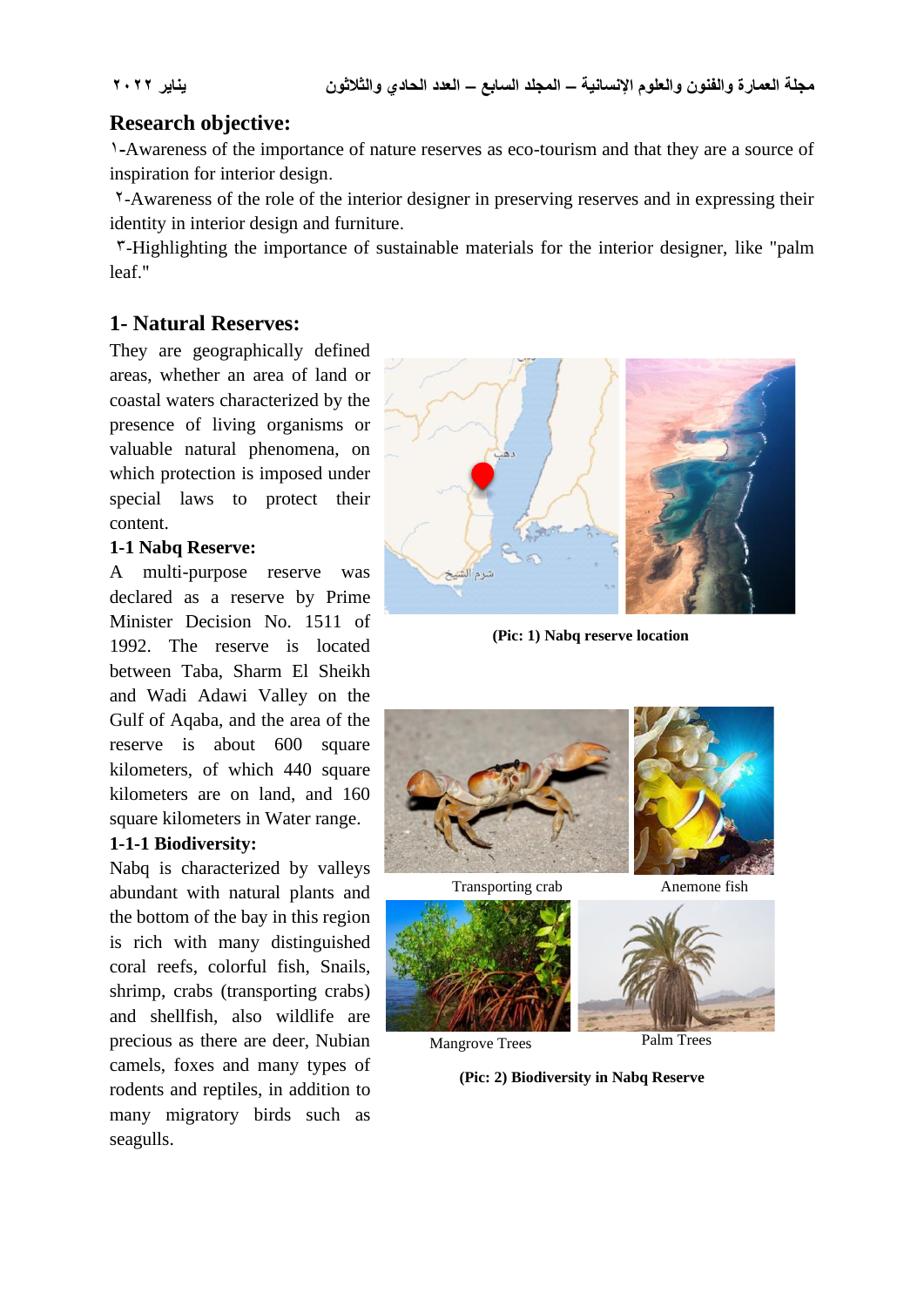## Research objective:

١-Awareness of the importance of nature reserves as eco-tourism and that they are a source of inspiration for interior design.

٢-Awareness of the role of the interior designer in preserving reserves and in expressing their identity in interior design and furniture.

٣-Highlighting the importance of sustainable materials for the interior designer, like "palm leaf."

## 1- Natural Reserves:

They are geographically defined areas, whether an area of land or coastal waters characterized by the presence of living organisms or valuable natural phenomena, on which protection is imposed under special laws to protect their content.

### 1-1 Nabq Reserve:

A multi-purpose reserve was declared as a reserve by Prime Minister Decision No. 1511 of 1992. The reserve is located between Taba, Sharm El Sheikh and Wadi Adawi Valley on the Gulf of Aqaba, and the area of the reserve is about 600 square kilometers, of which 440 square kilometers are on land, and 160 square kilometers in Water range.

(Pic: 1) Nabq reserve location

#### 1-1-1 Biodiversity:

Nabq is characterized by valleys abundant with natural plants and the bottom of the bay in this region is rich with many distinguished coral reefs, colorful fish, Snails, shrimp, crabs (transporting crabs) and shellfish, also wildlife are precious as there are deer, Nubian camels, foxes and many types of rodents and reptiles, in addition to many migratory birds such as seagulls.

Transporting crab

Anemone fish

Mangrove Trees

Palm Trees

(Pic: 2) Biodiversity in Nabq Reserve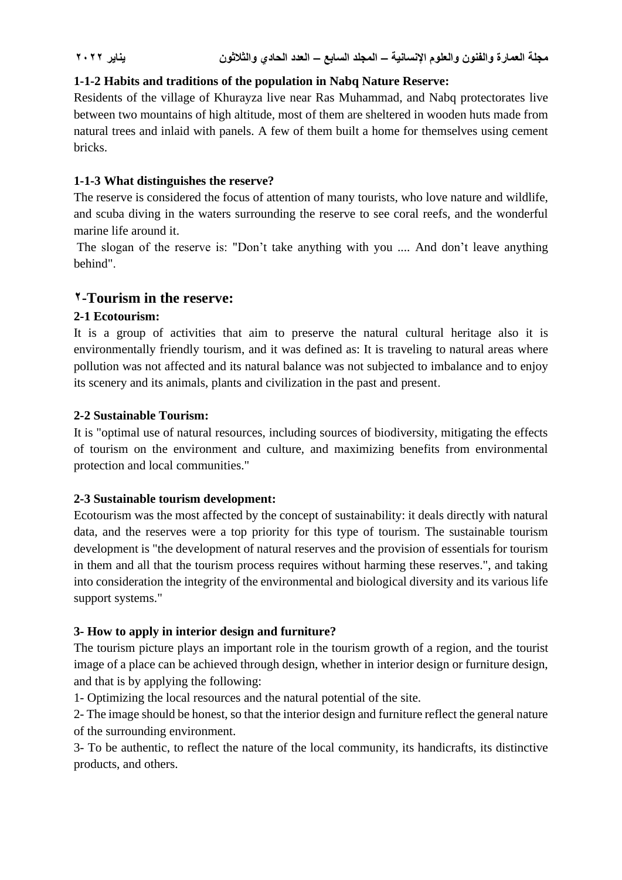### 1-1-2 Habits and traditions of the population in Nabq Nature Reserve:

Residents of the village of Khurayza live near Ras Muhammad, and Nabq protectorates live between two mountains of high altitude, most of them are sheltered in wooden huts made from natural trees and inlaid with panels. A few of them built a home for themselves using cement bricks.

### 1-1-3 What distinguishes the reserve?

The reserve is considered the focus of attention of many tourists, who love nature and wildlife, and scuba diving in the waters surrounding the reserve to see coral reefs, and the wonderful marine life around it.

The slogan of the reserve is: "Don't take anything with you .... And don't leave anything behind".

## ٢-Tourism in the reserve:

### 2-1 Ecotourism:

It is a group of activities that aim to preserve the natural cultural heritage also it is environmentally friendly tourism, and it was defined as: It is traveling to natural areas where pollution was not affected and its natural balance was not subjected to imbalance and to enjoy its scenery and its animals, plants and civilization in the past and present.

### 2-2 Sustainable Tourism:

It is "optimal use of natural resources, including sources of biodiversity, mitigating the effects of tourism on the environment and culture, and maximizing benefits from environmental protection and local communities."

### 2-3 Sustainable tourism development:

Ecotourism was the most affected by the concept of sustainability: it deals directly with natural data, and the reserves were a top priority for this type of tourism. The sustainable tourism development is "the development of natural reserves and the provision of essentials for tourism in them and all that the tourism process requires without harming these reserves.", and taking into consideration the integrity of the environmental and biological diversity and its various life support systems."

### 3- How to apply in interior design and furniture?

The tourism picture plays an important role in the tourism growth of a region, and the tourist image of a place can be achieved through design, whether in interior design or furniture design, and that is by applying the following:

1- Optimizing the local resources and the natural potential of the site.

2- The image should be honest, so that the interior design and furniture reflect the general nature of the surrounding environment.

3- To be authentic, to reflect the nature of the local community, its handicrafts, its distinctive products, and others.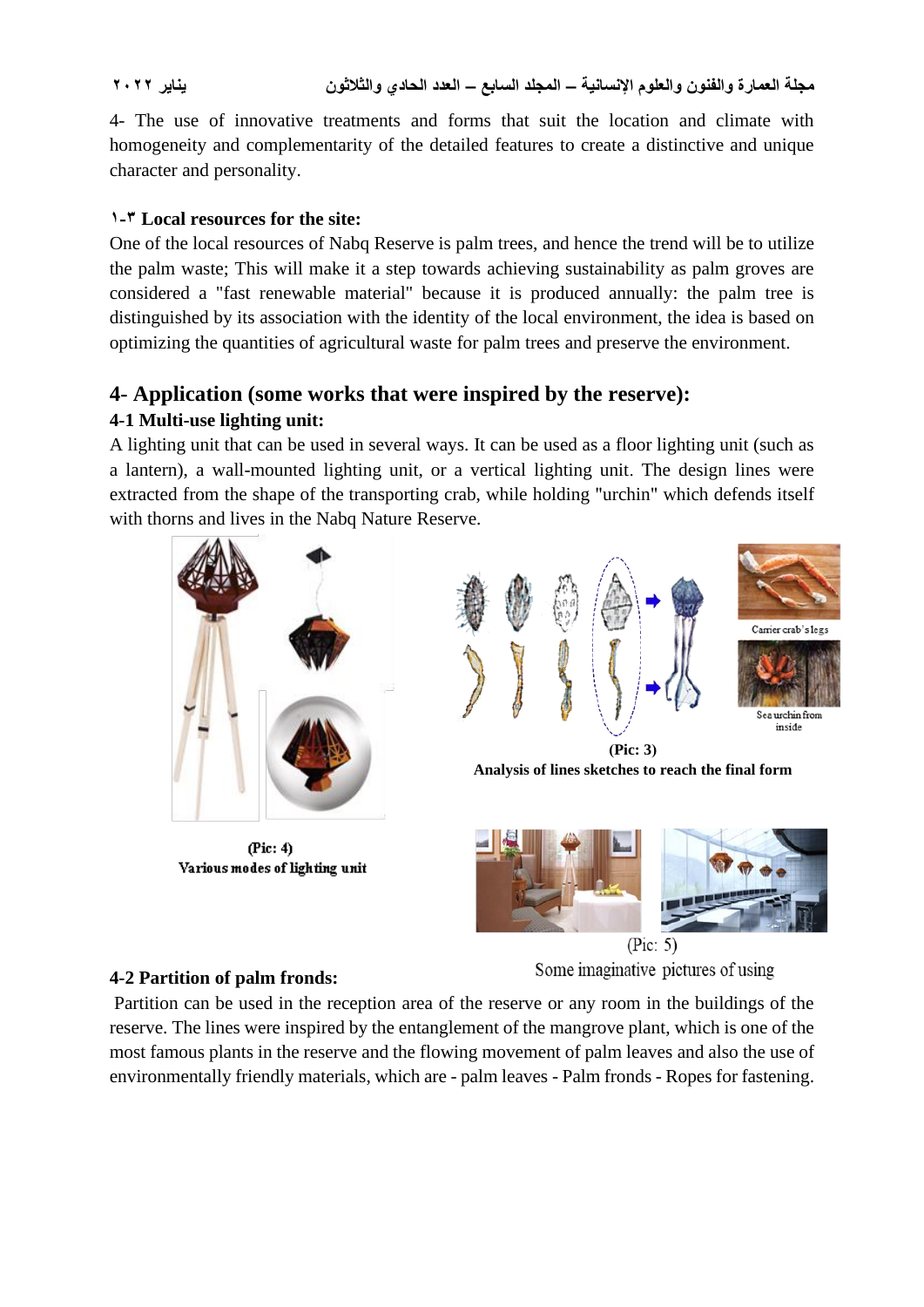4- The use of innovative treatments and forms that suit the location and climate with homogeneity and complementarity of the detailed features to create a distinctive and unique character and personality.

**٣-١ Local resources for the site:**

One of the local resources of Nabq Reserve is palm trees, and hence the trend will be to utilize the palm waste; This will make it a step towards achieving sustainability as palm groves are considered a "fast renewable material" because it is produced annually: the palm tree is distinguished by its association with the identity of the local environment, the idea is based on optimizing the quantities of agricultural waste for palm trees and preserve the environment.

## 4- Application (some works that were inspired by the reserve):

### 4-1 Multi-use lighting unit:

A lighting unit that can be used in several ways. It can be used as a floor lighting unit (such as a lantern), a wall-mounted lighting unit, or a vertical lighting unit. The design lines were extracted from the shape of the transporting crab, while holding "urchin" which defends itself with thorns and lives in the Nabq Nature Reserve.

Carrier crab's legs

Sea urchin from inside

**(Pic: 3)**
**Analysis of lines sketches to reach the final form**

**(Pic: 4)**
**Various modes of lighting unit**

(Pic: 5)
Some imaginative pictures of using

### 4-2 Partition of palm fronds:

Partition can be used in the reception area of the reserve or any room in the buildings of the reserve. The lines were inspired by the entanglement of the mangrove plant, which is one of the most famous plants in the reserve and the flowing movement of palm leaves and also the use of environmentally friendly materials, which are - palm leaves - Palm fronds - Ropes for fastening.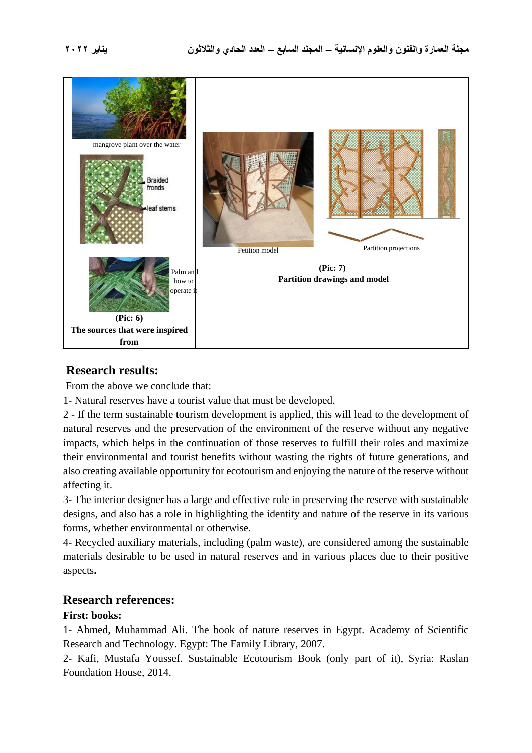mangrove plant over the water

Braided fronds

leaf stems

Palm and how to operate it

(Pic: 6)
**The sources that were inspired from**

Petition model

Partition projections

(Pic: 7)
**Partition drawings and model**

## Research results:

From the above we conclude that:

1- Natural reserves have a tourist value that must be developed.

2 - If the term sustainable tourism development is applied, this will lead to the development of natural reserves and the preservation of the environment of the reserve without any negative impacts, which helps in the continuation of those reserves to fulfill their roles and maximize their environmental and tourist benefits without wasting the rights of future generations, and also creating available opportunity for ecotourism and enjoying the nature of the reserve without affecting it.

3- The interior designer has a large and effective role in preserving the reserve with sustainable designs, and also has a role in highlighting the identity and nature of the reserve in its various forms, whether environmental or otherwise.

4- Recycled auxiliary materials, including (palm waste), are considered among the sustainable materials desirable to be used in natural reserves and in various places due to their positive aspects**.**

## Research references:

### First: books:

1- Ahmed, Muhammad Ali. The book of nature reserves in Egypt. Academy of Scientific Research and Technology. Egypt: The Family Library, 2007.

2- Kafi, Mustafa Youssef. Sustainable Ecotourism Book (only part of it), Syria: Raslan Foundation House, 2014.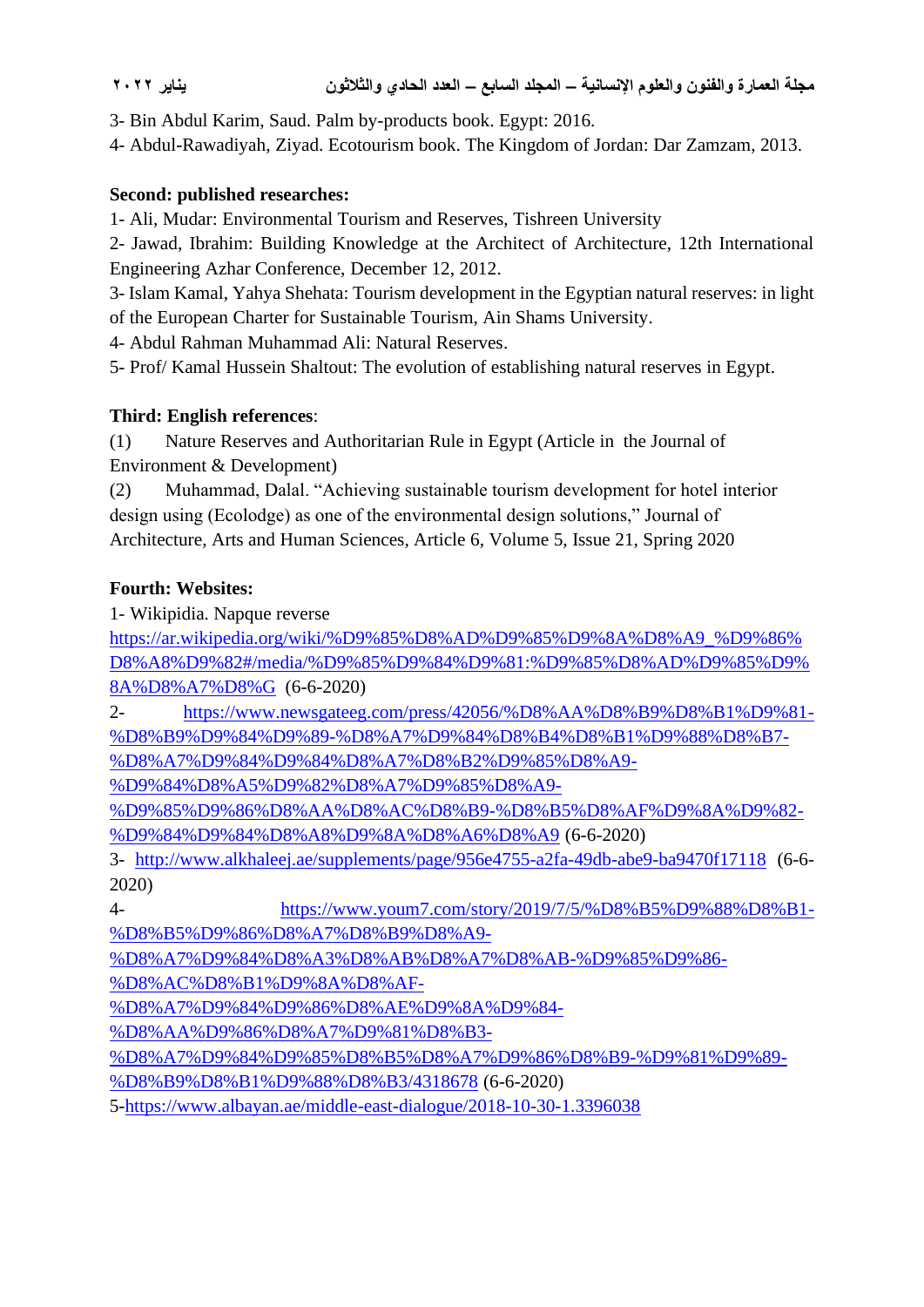3- Bin Abdul Karim, Saud. Palm by-products book. Egypt: 2016.

4- Abdul-Rawadiyah, Ziyad. Ecotourism book. The Kingdom of Jordan: Dar Zamzam, 2013.

**Second: published researches:**

1- Ali, Mudar: Environmental Tourism and Reserves, Tishreen University

2- Jawad, Ibrahim: Building Knowledge at the Architect of Architecture, 12th International Engineering Azhar Conference, December 12, 2012.

3- Islam Kamal, Yahya Shehata: Tourism development in the Egyptian natural reserves: in light of the European Charter for Sustainable Tourism, Ain Shams University.

4- Abdul Rahman Muhammad Ali: Natural Reserves.

5- Prof/ Kamal Hussein Shaltout: The evolution of establishing natural reserves in Egypt.

**Third: English references**:

(1) Nature Reserves and Authoritarian Rule in Egypt (Article in the Journal of Environment & Development)

(2) Muhammad, Dalal. "Achieving sustainable tourism development for hotel interior design using (Ecolodge) as one of the environmental design solutions," Journal of Architecture, Arts and Human Sciences, Article 6, Volume 5, Issue 21, Spring 2020

**Fourth: Websites:**

1- Wikipidia. Napque reverse https://ar.wikipedia.org/wiki/%D9%85%D8%AD%D9%85%D9%8A%D8%A9_%D9%86%D8%A8%D9%82#/media/%D9%85%D9%84%D9%81:%D9%85%D8%AD%D9%85%D9%8A%D8%A7%D8%G (6-6-2020)

2- https://www.newsgateeg.com/press/42056/%D8%AA%D8%B9%D8%B1%D9%81-%D8%B9%D9%84%D9%89-%D8%A7%D9%84%D8%B4%D8%B1%D9%88%D8%B7-%D8%A7%D9%84%D9%84%D8%A7%D8%B2%D9%85%D8%A9-%D9%84%D8%A5%D9%82%D8%A7%D9%85%D8%A9-%D9%85%D9%86%D8%AA%D8%AC%D8%B9-%D8%B5%D8%AF%D9%8A%D9%82-%D9%84%D9%84%D8%A8%D9%8A%D8%A6%D8%A9 (6-6-2020)

3- http://www.alkhaleej.ae/supplements/page/956e4755-a2fa-49db-abe9-ba9470f17118 (6-6-2020)

4- https://www.youm7.com/story/2019/7/5/%D8%B5%D9%88%D8%B1-%D8%B5%D9%86%D8%A7%D8%B9%D8%A9-%D8%A7%D9%84%D8%A3%D8%AB%D8%A7%D8%AB-%D9%85%D9%86-%D8%AC%D8%B1%D9%8A%D8%AF-%D8%A7%D9%84%D9%86%D8%AE%D9%8A%D9%84-%D8%AA%D9%86%D8%A7%D9%81%D8%B3-%D8%A7%D9%84%D9%85%D8%B5%D8%A7%D9%86%D8%B9-%D9%81%D9%89-%D8%B9%D8%B1%D9%88%D8%B3/4318678 (6-6-2020)

5-https://www.albayan.ae/middle-east-dialogue/2018-10-30-1.3396038